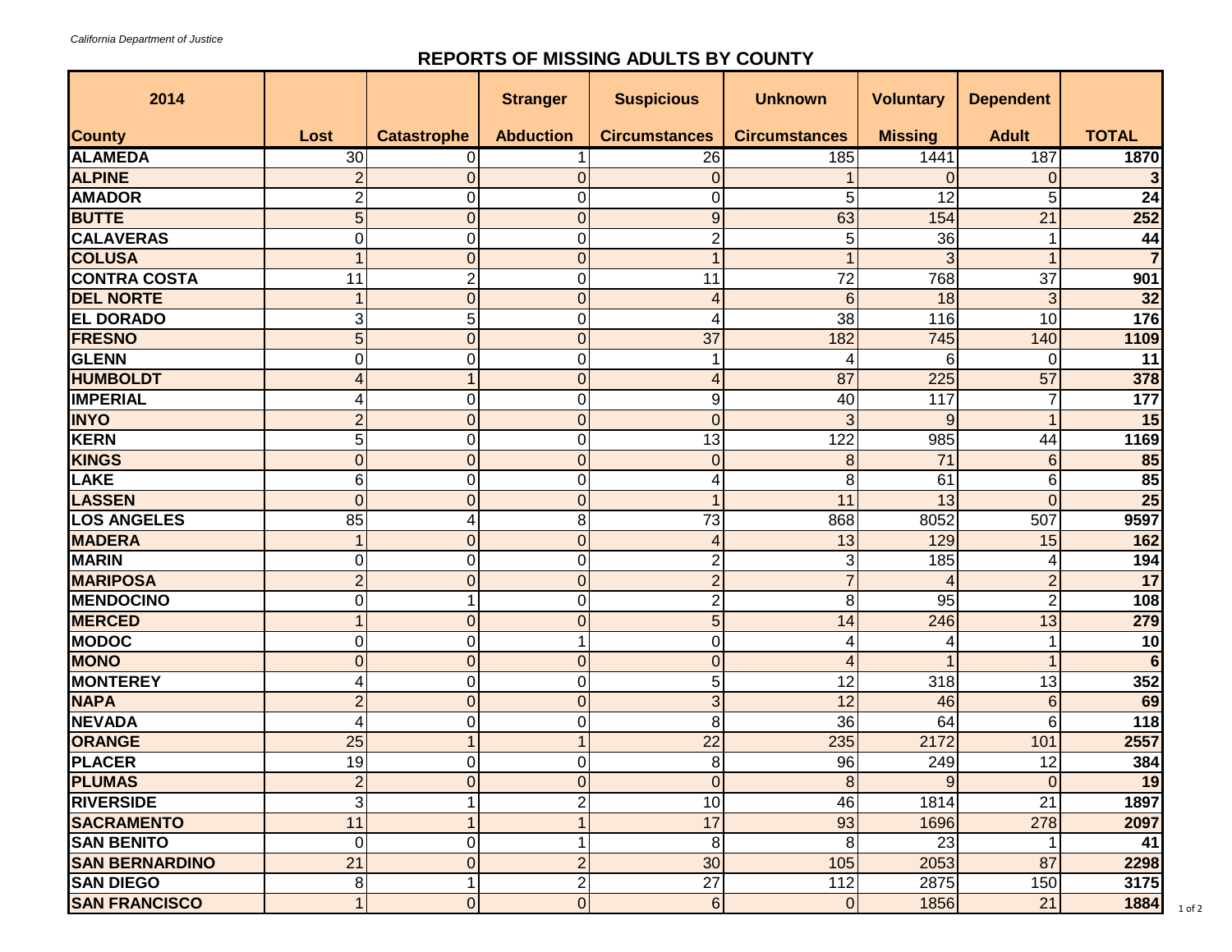*California Department of Justice*

# REPORTS OF MISSING ADULTS BY COUNTY

| 2014 County | Lost | Catastrophe | Stranger Abduction | Suspicious Circumstances | Unknown Circumstances | Voluntary Missing | Dependent Adult | TOTAL |
|---|---|---|---|---|---|---|---|---|
| ALAMEDA | 30 | 0 | 1 | 26 | 185 | 1441 | 187 | **1870** |
| ALPINE | 2 | 0 | 0 | 0 | 1 | 0 | 0 | **3** |
| AMADOR | 2 | 0 | 0 | 0 | 5 | 12 | 5 | **24** |
| BUTTE | 5 | 0 | 0 | 9 | 63 | 154 | 21 | **252** |
| CALAVERAS | 0 | 0 | 0 | 2 | 5 | 36 | 1 | **44** |
| COLUSA | 1 | 0 | 0 | 1 | 1 | 3 | 1 | **7** |
| CONTRA COSTA | 11 | 2 | 0 | 11 | 72 | 768 | 37 | **901** |
| DEL NORTE | 1 | 0 | 0 | 4 | 6 | 18 | 3 | **32** |
| EL DORADO | 3 | 5 | 0 | 4 | 38 | 116 | 10 | **176** |
| FRESNO | 5 | 0 | 0 | 37 | 182 | 745 | 140 | **1109** |
| GLENN | 0 | 0 | 0 | 1 | 4 | 6 | 0 | **11** |
| HUMBOLDT | 4 | 1 | 0 | 4 | 87 | 225 | 57 | **378** |
| IMPERIAL | 4 | 0 | 0 | 9 | 40 | 117 | 7 | **177** |
| INYO | 2 | 0 | 0 | 0 | 3 | 9 | 1 | **15** |
| KERN | 5 | 0 | 0 | 13 | 122 | 985 | 44 | **1169** |
| KINGS | 0 | 0 | 0 | 0 | 8 | 71 | 6 | **85** |
| LAKE | 6 | 0 | 0 | 4 | 8 | 61 | 6 | **85** |
| LASSEN | 0 | 0 | 0 | 1 | 11 | 13 | 0 | **25** |
| LOS ANGELES | 85 | 4 | 8 | 73 | 868 | 8052 | 507 | **9597** |
| MADERA | 1 | 0 | 0 | 4 | 13 | 129 | 15 | **162** |
| MARIN | 0 | 0 | 0 | 2 | 3 | 185 | 4 | **194** |
| MARIPOSA | 2 | 0 | 0 | 2 | 7 | 4 | 2 | **17** |
| MENDOCINO | 0 | 1 | 0 | 2 | 8 | 95 | 2 | **108** |
| MERCED | 1 | 0 | 0 | 5 | 14 | 246 | 13 | **279** |
| MODOC | 0 | 0 | 1 | 0 | 4 | 4 | 1 | **10** |
| MONO | 0 | 0 | 0 | 0 | 4 | 1 | 1 | **6** |
| MONTEREY | 4 | 0 | 0 | 5 | 12 | 318 | 13 | **352** |
| NAPA | 2 | 0 | 0 | 3 | 12 | 46 | 6 | **69** |
| NEVADA | 4 | 0 | 0 | 8 | 36 | 64 | 6 | **118** |
| ORANGE | 25 | 1 | 1 | 22 | 235 | 2172 | 101 | **2557** |
| PLACER | 19 | 0 | 0 | 8 | 96 | 249 | 12 | **384** |
| PLUMAS | 2 | 0 | 0 | 0 | 8 | 9 | 0 | **19** |
| RIVERSIDE | 3 | 1 | 2 | 10 | 46 | 1814 | 21 | **1897** |
| SACRAMENTO | 11 | 1 | 1 | 17 | 93 | 1696 | 278 | **2097** |
| SAN BENITO | 0 | 0 | 1 | 8 | 8 | 23 | 1 | **41** |
| SAN BERNARDINO | 21 | 0 | 2 | 30 | 105 | 2053 | 87 | **2298** |
| SAN DIEGO | 8 | 1 | 2 | 27 | 112 | 2875 | 150 | **3175** |
| SAN FRANCISCO | 1 | 0 | 0 | 6 | 0 | 1856 | 21 | **1884** |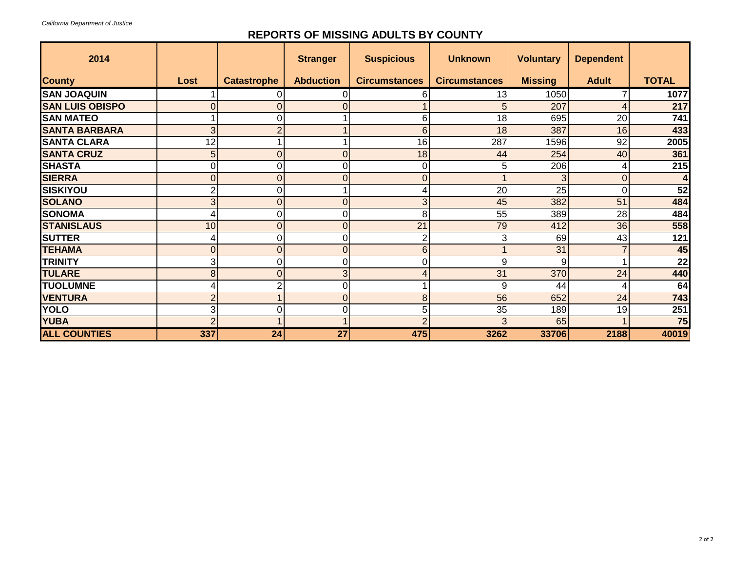*California Department of Justice*

## REPORTS OF MISSING ADULTS BY COUNTY

| 2014<br>County | Lost | Catastrophe | Stranger Abduction | Suspicious Circumstances | Unknown Circumstances | Voluntary Missing | Dependent Adult | TOTAL |
|---|---|---|---|---|---|---|---|---|
| **SAN JOAQUIN** | 1 | 0 | 0 | 6 | 13 | 1050 | 7 | **1077** |
| **SAN LUIS OBISPO** | 0 | 0 | 0 | 1 | 5 | 207 | 4 | **217** |
| **SAN MATEO** | 1 | 0 | 1 | 6 | 18 | 695 | 20 | **741** |
| **SANTA BARBARA** | 3 | 2 | 1 | 6 | 18 | 387 | 16 | **433** |
| **SANTA CLARA** | 12 | 1 | 1 | 16 | 287 | 1596 | 92 | **2005** |
| **SANTA CRUZ** | 5 | 0 | 0 | 18 | 44 | 254 | 40 | **361** |
| **SHASTA** | 0 | 0 | 0 | 0 | 5 | 206 | 4 | **215** |
| **SIERRA** | 0 | 0 | 0 | 0 | 1 | 3 | 0 | **4** |
| **SISKIYOU** | 2 | 0 | 1 | 4 | 20 | 25 | 0 | **52** |
| **SOLANO** | 3 | 0 | 0 | 3 | 45 | 382 | 51 | **484** |
| **SONOMA** | 4 | 0 | 0 | 8 | 55 | 389 | 28 | **484** |
| **STANISLAUS** | 10 | 0 | 0 | 21 | 79 | 412 | 36 | **558** |
| **SUTTER** | 4 | 0 | 0 | 2 | 3 | 69 | 43 | **121** |
| **TEHAMA** | 0 | 0 | 0 | 6 | 1 | 31 | 7 | **45** |
| **TRINITY** | 3 | 0 | 0 | 0 | 9 | 9 | 1 | **22** |
| **TULARE** | 8 | 0 | 3 | 4 | 31 | 370 | 24 | **440** |
| **TUOLUMNE** | 4 | 2 | 0 | 1 | 9 | 44 | 4 | **64** |
| **VENTURA** | 2 | 1 | 0 | 8 | 56 | 652 | 24 | **743** |
| **YOLO** | 3 | 0 | 0 | 5 | 35 | 189 | 19 | **251** |
| **YUBA** | 2 | 1 | 1 | 2 | 3 | 65 | 1 | **75** |
| **ALL COUNTIES** | **337** | **24** | **27** | **475** | **3262** | **33706** | **2188** | **40019** |